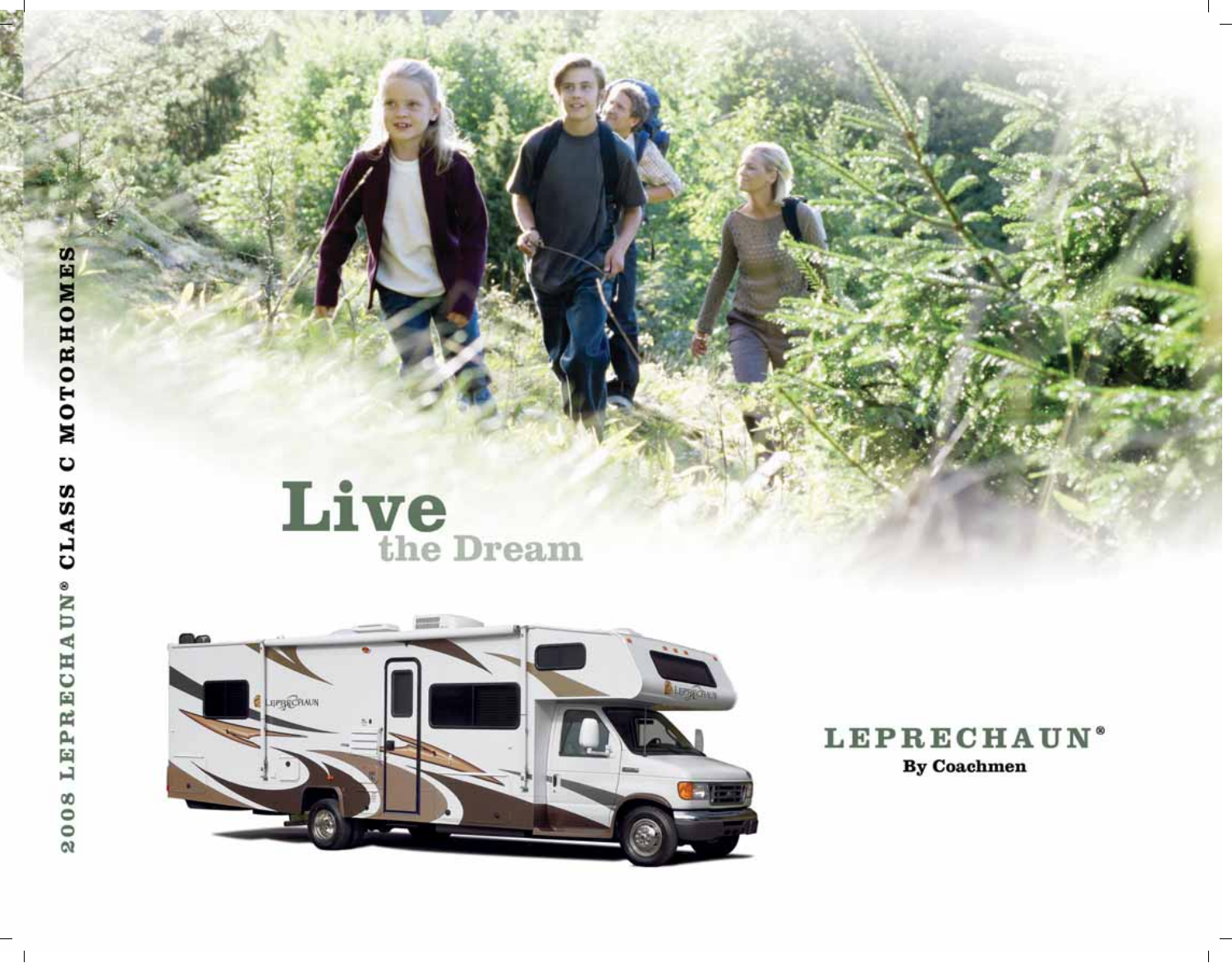2008 LEPRECHAUN® CLASS C MOTORHOMES

# Live
## the Dream

**LEPRECHAUN®**
**By Coachmen**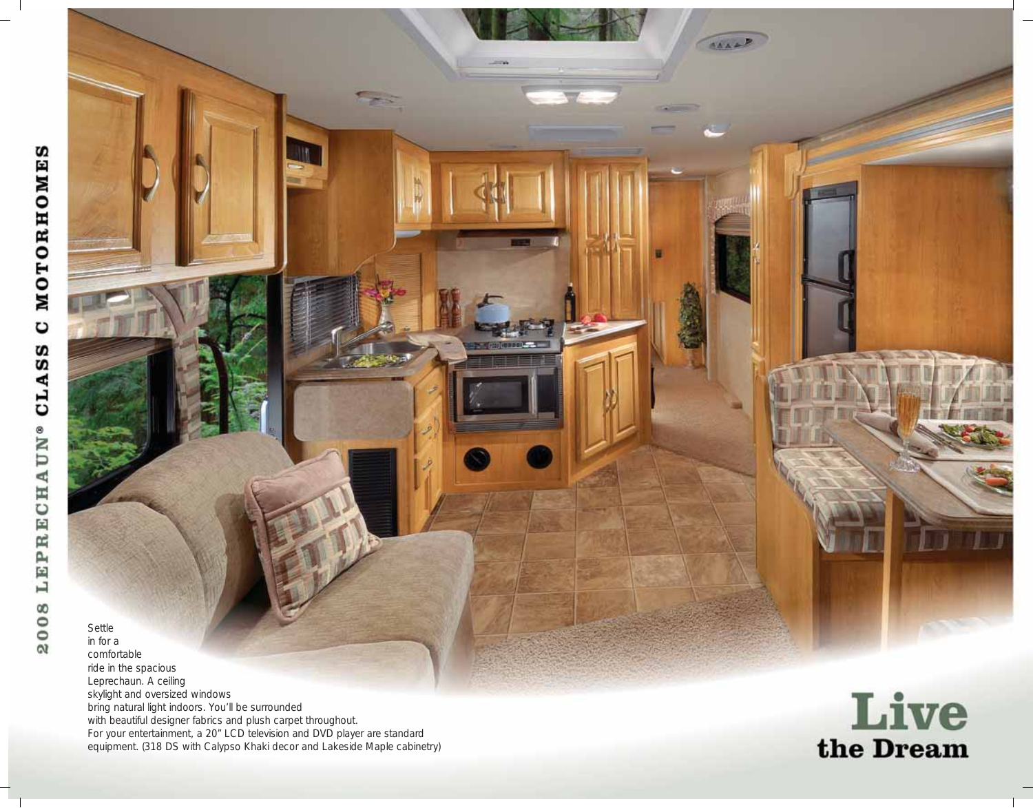2008 LEPRECHAUN® CLASS C MOTORHOMES

Settle in for a comfortable ride in the spacious Leprechaun. A ceiling skylight and oversized windows bring natural light indoors. You'll be surrounded with beautiful designer fabrics and plush carpet throughout. For your entertainment, a 20" LCD television and DVD player are standard equipment. (318 DS with Calypso Khaki decor and Lakeside Maple cabinetry)

# Live the Dream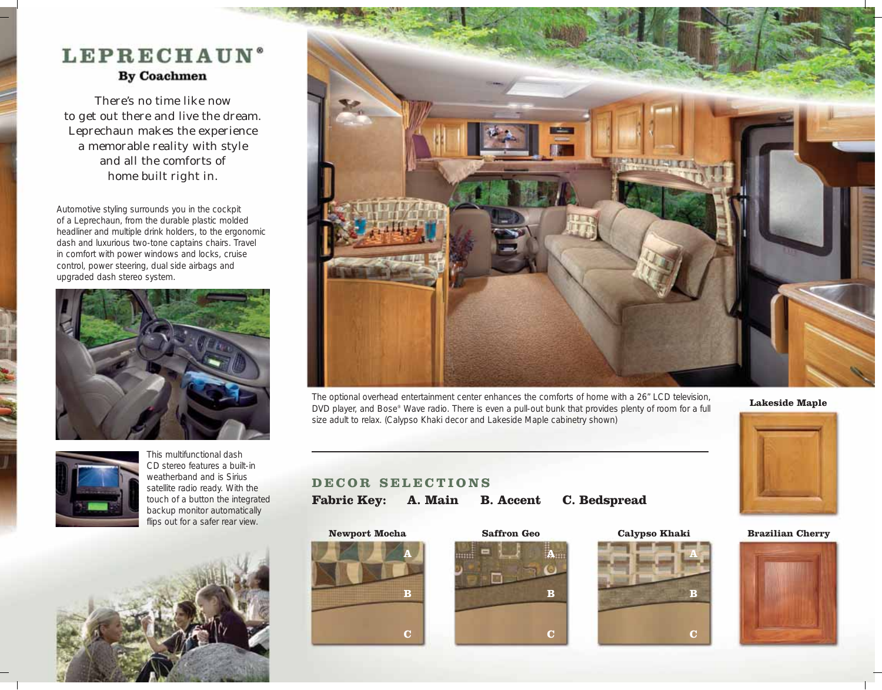# LEPRECHAUN®

**By Coachmen**

There's no time like now to get out there and live the dream. Leprechaun makes the experience a memorable reality with style and all the comforts of home built right in.

Automotive styling surrounds you in the cockpit of a Leprechaun, from the durable plastic molded headliner and multiple drink holders, to the ergonomic dash and luxurious two-tone captains chairs. Travel in comfort with power windows and locks, cruise control, power steering, dual side airbags and upgraded dash stereo system.

This multifunctional dash CD stereo features a built-in weatherband and is Sirius satellite radio ready. With the touch of a button the integrated backup monitor automatically flips out for a safer rear view.

The optional overhead entertainment center enhances the comforts of home with a 26" LCD television, DVD player, and Bose® Wave radio. There is even a pull-out bunk that provides plenty of room for a full size adult to relax. (Calypso Khaki decor and Lakeside Maple cabinetry shown)

## DECOR SELECTIONS

**Fabric Key:** **A. Main** **B. Accent** **C. Bedspread**

**Newport Mocha**

A B C

**Saffron Geo**

A B C

**Calypso Khaki**

A B C

**Lakeside Maple**

**Brazilian Cherry**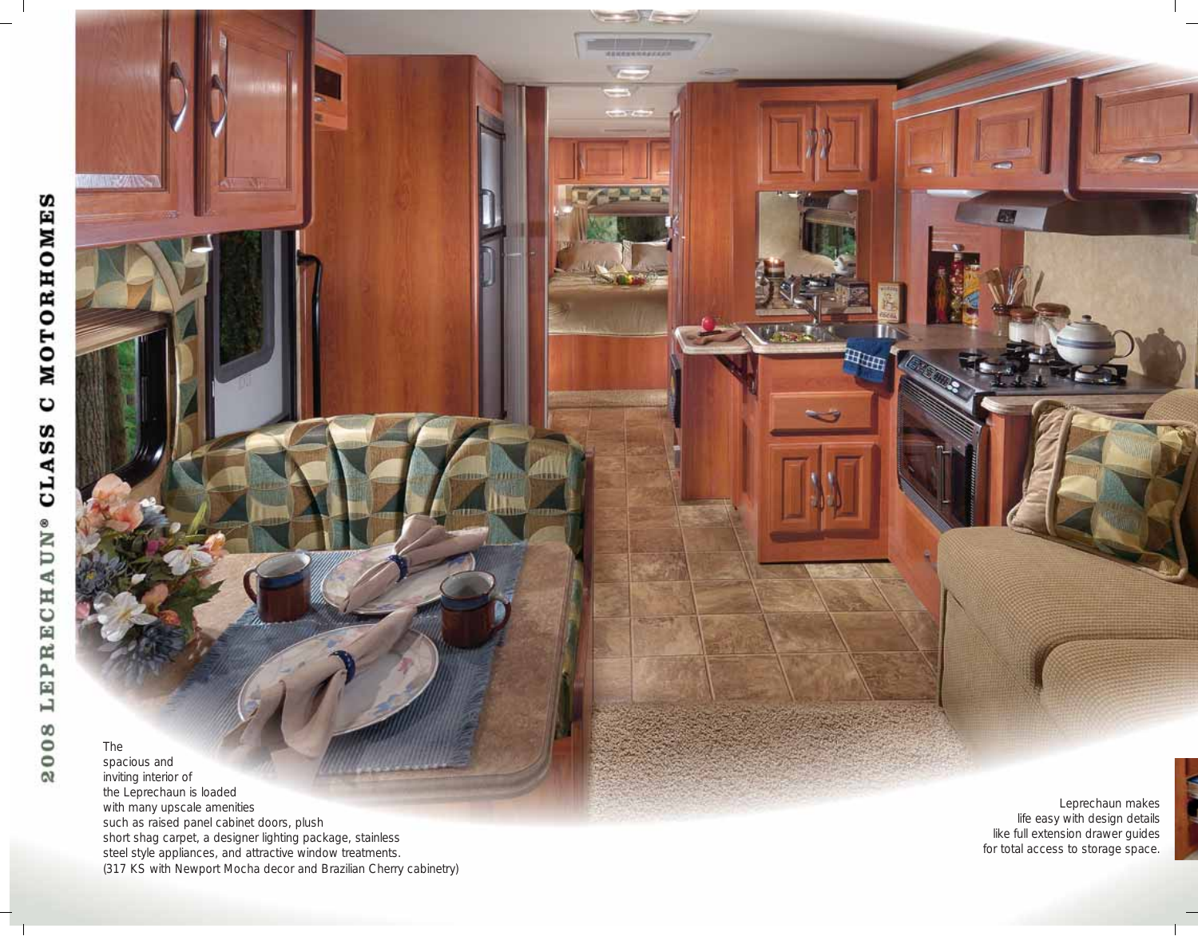The spacious and inviting interior of the Leprechaun is loaded with many upscale amenities such as raised panel cabinet doors, plush short shag carpet, a designer lighting package, stainless steel style appliances, and attractive window treatments. (317 KS with Newport Mocha decor and Brazilian Cherry cabinetry)

Leprechaun makes life easy with design details like full extension drawer guides for total access to storage space.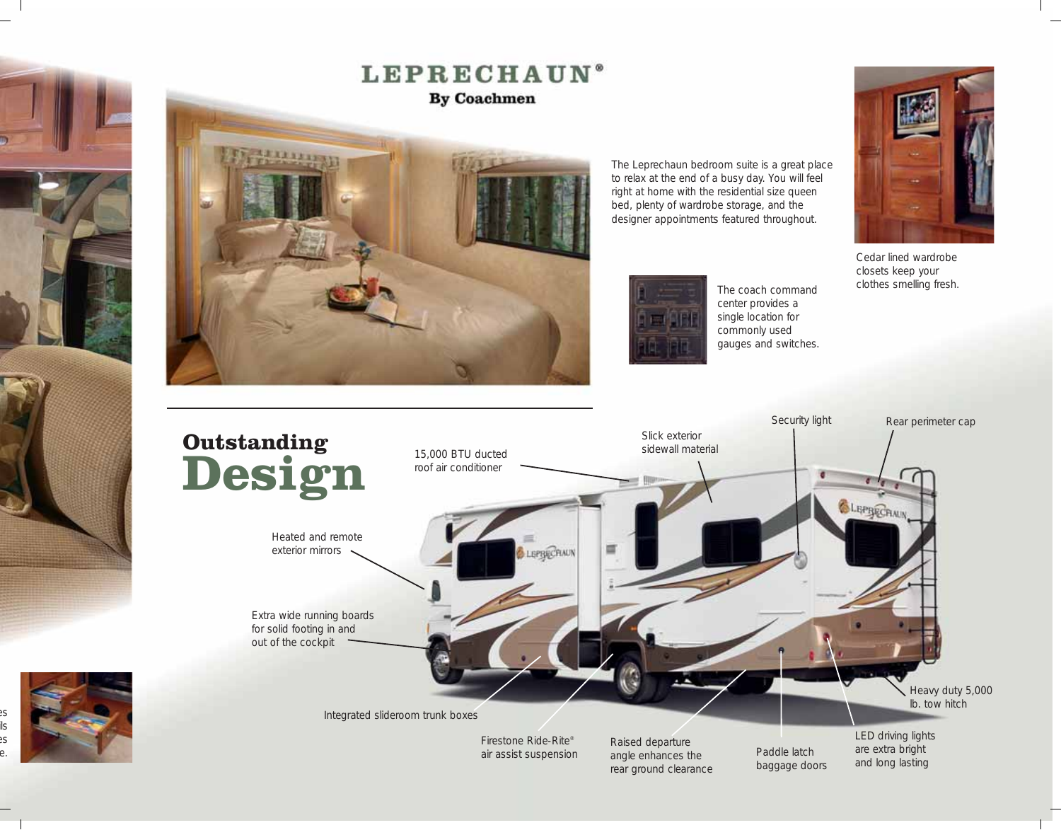# LEPRECHAUN®

**By Coachmen**

The Leprechaun bedroom suite is a great place to relax at the end of a busy day. You will feel right at home with the residential size queen bed, plenty of wardrobe storage, and the designer appointments featured throughout.

The coach command center provides a single location for commonly used gauges and switches.

Cedar lined wardrobe closets keep your clothes smelling fresh.

## Outstanding Design

15,000 BTU ducted roof air conditioner

Slick exterior sidewall material

Security light

Rear perimeter cap

Heated and remote exterior mirrors

Extra wide running boards for solid footing in and out of the cockpit

Integrated slideroom trunk boxes

Firestone Ride-Rite® air assist suspension

Raised departure angle enhances the rear ground clearance

Paddle latch baggage doors

LED driving lights are extra bright and long lasting

Heavy duty 5,000 lb. tow hitch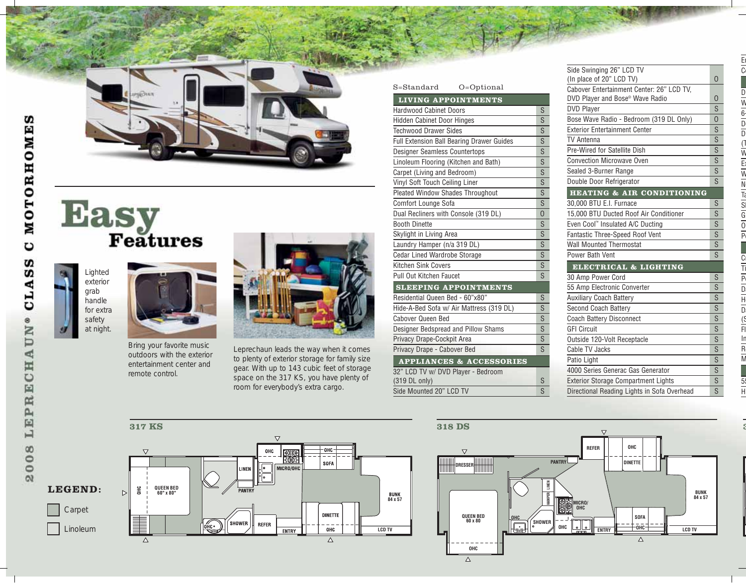# 2008 LEPRECHAUN® CLASS C MOTORHOMES

## Easy Features

Lighted exterior grab handle for extra safety at night.

Bring your favorite music outdoors with the exterior entertainment center and remote control.

Leprechaun leads the way when it comes to plenty of exterior storage for family size gear. With up to 143 cubic feet of storage space on the 317 KS, you have plenty of room for everybody's extra cargo.

S=Standard O=Optional

| LIVING APPOINTMENTS | |
|---|---|
| Hardwood Cabinet Doors | S |
| Hidden Cabinet Door Hinges | S |
| Techwood Drawer Sides | S |
| Full Extension Ball Bearing Drawer Guides | S |
| Designer Seamless Countertops | S |
| Linoleum Flooring (Kitchen and Bath) | S |
| Carpet (Living and Bedroom) | S |
| Vinyl Soft Touch Ceiling Liner | S |
| Pleated Window Shades Throughout | S |
| Comfort Lounge Sofa | S |
| Dual Recliners with Console (319 DL) | O |
| Booth Dinette | S |
| Skylight in Living Area | S |
| Laundry Hamper (n/a 319 DL) | S |
| Cedar Lined Wardrobe Storage | S |
| Kitchen Sink Covers | S |
| Pull Out Kitchen Faucet | S |
| **SLEEPING APPOINTMENTS** | |
| Residential Queen Bed - 60"x80" | S |
| Hide-A-Bed Sofa w/ Air Mattress (319 DL) | S |
| Cabover Queen Bed | S |
| Designer Bedspread and Pillow Shams | S |
| Privacy Drape-Cockpit Area | S |
| Privacy Drape - Cabover Bed | S |
| **APPLIANCES & ACCESSORIES** | |
| 32" LCD TV w/ DVD Player - Bedroom (319 DL only) | S |
| Side Mounted 20" LCD TV | S |
| Side Swinging 26" LCD TV (In place of 20" LCD TV) | O |
| Cabover Entertainment Center: 26" LCD TV, DVD Player and Bose® Wave Radio | O |
| DVD Player | S |
| Bose Wave Radio - Bedroom (319 DL Only) | O |
| Exterior Entertainment Center | S |
| TV Antenna | S |
| Pre-Wired for Satellite Dish | S |
| Convection Microwave Oven | S |
| Sealed 3-Burner Range | S |
| Double Door Refrigerator | S |
| **HEATING & AIR CONDITIONING** | |
| 30,000 BTU E.I. Furnace | S |
| 15,000 BTU Ducted Roof Air Conditioner | S |
| Even Cool™ Insulated A/C Ducting | S |
| Fantastic Three-Speed Roof Vent | S |
| Wall Mounted Thermostat | S |
| Power Bath Vent | S |
| **ELECTRICAL & LIGHTING** | |
| 30 Amp Power Cord | S |
| 55 Amp Electronic Converter | S |
| Auxiliary Coach Battery | S |
| Second Coach Battery | S |
| Coach Battery Disconnect | S |
| GFI Circuit | S |
| Outside 120-Volt Receptacle | S |
| Cable TV Jacks | S |
| Patio Light | S |
| 4000 Series Generac Gas Generator | S |
| Exterior Storage Compartment Lights | S |
| Directional Reading Lights in Sofa Overhead | S |

### 317 KS

OHC, QUEEN BED 60" x 80", LINEN, PANTRY, OHC, MICRO/OHC, OHC, SOFA, BUNK 84 x 57, OHC, SHOWER, REFER, ENTRY, DINETTE, OHC, LCD TV

### 318 DS

DRESSER, QUEEN BED 60 x 80, OHC, PANTRY, LINEN, HAMPER, OHC, SHOWER, MICRO/OHC, OHC, REFER, OHC, DINETTE, ENTRY, SOFA, OHC, BUNK 84 x 57, LCD TV

**LEGEND:**

- Carpet
- Linoleum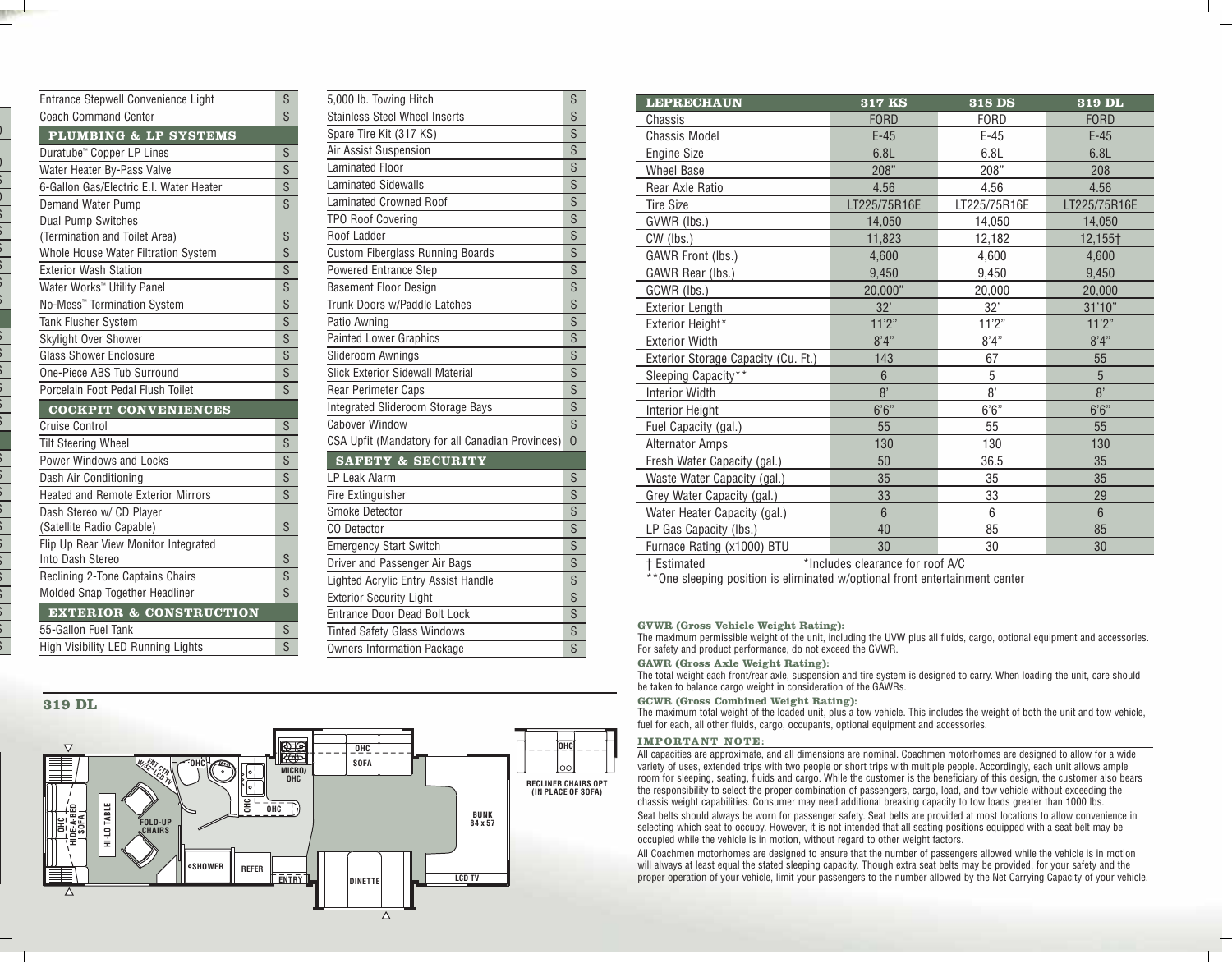| | |
|---|---|
| Entrance Stepwell Convenience Light | S |
| Coach Command Center | S |
| **PLUMBING & LP SYSTEMS** | |
| Duratube™ Copper LP Lines | S |
| Water Heater By-Pass Valve | S |
| 6-Gallon Gas/Electric E.I. Water Heater | S |
| Demand Water Pump | S |
| Dual Pump Switches (Termination and Toilet Area) | S |
| Whole House Water Filtration System | S |
| Exterior Wash Station | S |
| Water Works™ Utility Panel | S |
| No-Mess™ Termination System | S |
| Tank Flusher System | S |
| Skylight Over Shower | S |
| Glass Shower Enclosure | S |
| One-Piece ABS Tub Surround | S |
| Porcelain Foot Pedal Flush Toilet | S |
| **COCKPIT CONVENIENCES** | |
| Cruise Control | S |
| Tilt Steering Wheel | S |
| Power Windows and Locks | S |
| Dash Air Conditioning | S |
| Heated and Remote Exterior Mirrors | S |
| Dash Stereo w/ CD Player (Satellite Radio Capable) | S |
| Flip Up Rear View Monitor Integrated Into Dash Stereo | S |
| Reclining 2-Tone Captains Chairs | S |
| Molded Snap Together Headliner | S |
| **EXTERIOR & CONSTRUCTION** | |
| 55-Gallon Fuel Tank | S |
| High Visibility LED Running Lights | S |

| | |
|---|---|
| 5,000 lb. Towing Hitch | S |
| Stainless Steel Wheel Inserts | S |
| Spare Tire Kit (317 KS) | S |
| Air Assist Suspension | S |
| Laminated Floor | S |
| Laminated Sidewalls | S |
| Laminated Crowned Roof | S |
| TPO Roof Covering | S |
| Roof Ladder | S |
| Custom Fiberglass Running Boards | S |
| Powered Entrance Step | S |
| Basement Floor Design | S |
| Trunk Doors w/Paddle Latches | S |
| Patio Awning | S |
| Painted Lower Graphics | S |
| Slideroom Awnings | S |
| Slick Exterior Sidewall Material | S |
| Rear Perimeter Caps | S |
| Integrated Slideroom Storage Bays | S |
| Cabover Window | S |
| CSA Upfit (Mandatory for all Canadian Provinces) | O |
| **SAFETY & SECURITY** | |
| LP Leak Alarm | S |
| Fire Extinguisher | S |
| Smoke Detector | S |
| CO Detector | S |
| Emergency Start Switch | S |
| Driver and Passenger Air Bags | S |
| Lighted Acrylic Entry Assist Handle | S |
| Exterior Security Light | S |
| Entrance Door Dead Bolt Lock | S |
| Tinted Safety Glass Windows | S |
| Owners Information Package | S |

| LEPRECHAUN | 317 KS | 318 DS | 319 DL |
|---|---|---|---|
| Chassis | FORD | FORD | FORD |
| Chassis Model | E-45 | E-45 | E-45 |
| Engine Size | 6.8L | 6.8L | 6.8L |
| Wheel Base | 208" | 208" | 208 |
| Rear Axle Ratio | 4.56 | 4.56 | 4.56 |
| Tire Size | LT225/75R16E | LT225/75R16E | LT225/75R16E |
| GVWR (lbs.) | 14,050 | 14,050 | 14,050 |
| CW (lbs.) | 11,823 | 12,182 | 12,155† |
| GAWR Front (lbs.) | 4,600 | 4,600 | 4,600 |
| GAWR Rear (lbs.) | 9,450 | 9,450 | 9,450 |
| GCWR (lbs.) | 20,000" | 20,000 | 20,000 |
| Exterior Length | 32' | 32' | 31'10" |
| Exterior Height* | 11'2" | 11'2" | 11'2" |
| Exterior Width | 8'4" | 8'4" | 8'4" |
| Exterior Storage Capacity (Cu. Ft.) | 143 | 67 | 55 |
| Sleeping Capacity** | 6 | 5 | 5 |
| Interior Width | 8' | 8' | 8' |
| Interior Height | 6'6" | 6'6" | 6'6" |
| Fuel Capacity (gal.) | 55 | 55 | 55 |
| Alternator Amps | 130 | 130 | 130 |
| Fresh Water Capacity (gal.) | 50 | 36.5 | 35 |
| Waste Water Capacity (gal.) | 35 | 35 | 35 |
| Grey Water Capacity (gal.) | 33 | 33 | 29 |
| Water Heater Capacity (gal.) | 6 | 6 | 6 |
| LP Gas Capacity (lbs.) | 40 | 85 | 85 |
| Furnace Rating (x1000) BTU | 30 | 30 | 30 |

† Estimated *Includes clearance for roof A/C
**One sleeping position is eliminated w/optional front entertainment center

**GVWR (Gross Vehicle Weight Rating):**
The maximum permissible weight of the unit, including the UVW plus all fluids, cargo, optional equipment and accessories. For safety and product performance, do not exceed the GVWR.

**GAWR (Gross Axle Weight Rating):**
The total weight each front/rear axle, suspension and tire system is designed to carry. When loading the unit, care should be taken to balance cargo weight in consideration of the GAWRs.

**GCWR (Gross Combined Weight Rating):**
The maximum total weight of the loaded unit, plus a tow vehicle. This includes the weight of both the unit and tow vehicle, fuel for each, all other fluids, cargo, occupants, optional equipment and accessories.

**IMPORTANT NOTE:**
All capacities are approximate, and all dimensions are nominal. Coachmen motorhomes are designed to allow for a wide variety of uses, extended trips with two people or short trips with multiple people. Accordingly, each unit allows ample room for sleeping, seating, fluids and cargo. While the customer is the beneficiary of this design, the customer also bears the responsibility to select the proper combination of passengers, cargo, load, and tow vehicle without exceeding the chassis weight capabilities. Consumer may need additional breaking capacity to tow loads greater than 1000 lbs.

Seat belts should always be worn for passenger safety. Seat belts are provided at most locations to allow convenience in selecting which seat to occupy. However, it is not intended that all seating positions equipped with a seat belt may be occupied while the vehicle is in motion, without regard to other weight factors.

All Coachmen motorhomes are designed to ensure that the number of passengers allowed while the vehicle is in motion will always at least equal the stated sleeping capacity. Though extra seat belts may be provided, for your safety and the proper operation of your vehicle, limit your passengers to the number allowed by the Net Carrying Capacity of your vehicle.

## 319 DL

OHC HIDE-A-BED SOFA, HI-LO TABLE, FOLD-UP CHAIRS, ENT CTR W/32" LCD TV, OHC, SHOWER, REFER, OHC, OHC, MICRO/OHC, ENTRY, OHC SOFA, DINETTE, BUNK 84 x 57, LCD TV

RECLINER CHAIRS OPT (IN PLACE OF SOFA)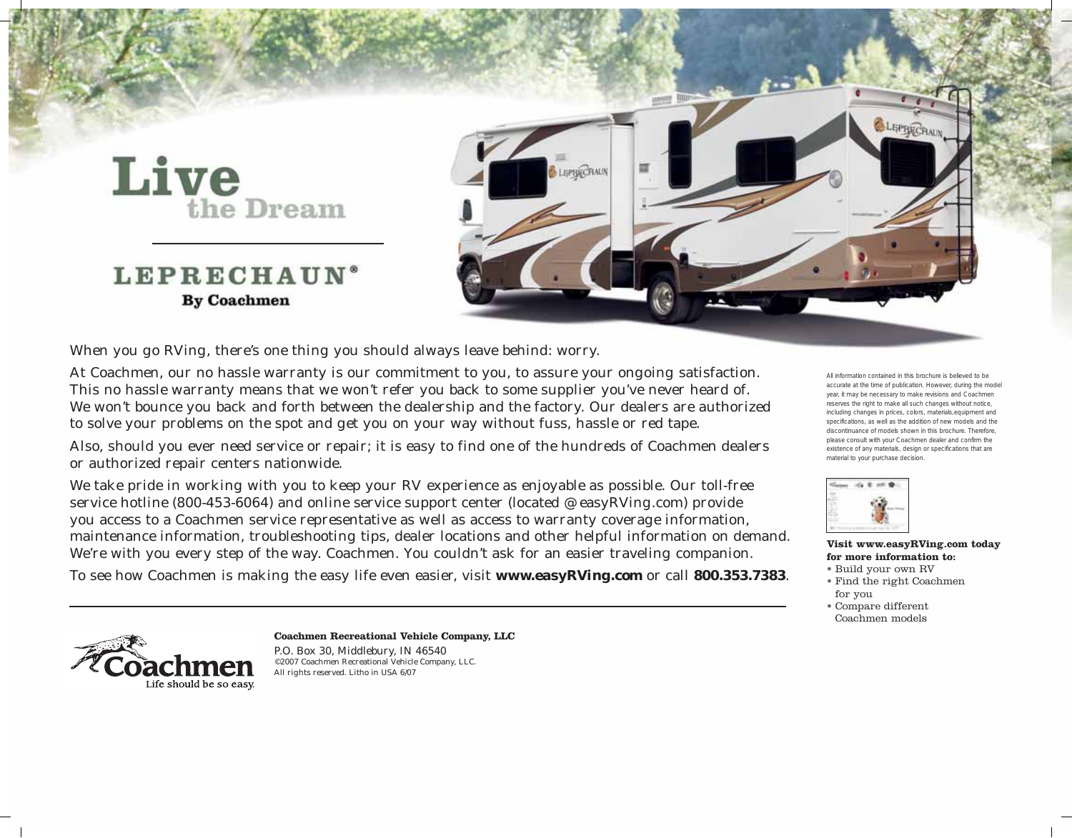# Live
## the Dream

**LEPRECHAUN®**
**By Coachmen**

When you go RVing, there's one thing you should always leave behind: worry.

At Coachmen, our no hassle warranty is our commitment to you, to assure your ongoing satisfaction. This no hassle warranty means that we won't refer you back to some supplier you've never heard of. We won't bounce you back and forth between the dealership and the factory. Our dealers are authorized to solve your problems on the spot and get you on your way without fuss, hassle or red tape.

Also, should you ever need service or repair; it is easy to find one of the hundreds of Coachmen dealers or authorized repair centers nationwide.

We take pride in working with you to keep your RV experience as enjoyable as possible. Our toll-free service hotline (800-453-6064) and online service support center (located @ easyRVing.com) provide you access to a Coachmen service representative as well as access to warranty coverage information, maintenance information, troubleshooting tips, dealer locations and other helpful information on demand. We're with you every step of the way. Coachmen. You couldn't ask for an easier traveling companion.

To see how Coachmen is making the easy life even easier, visit **www.easyRVing.com** or call **800.353.7383**.

All information contained in this brochure is believed to be accurate at the time of publication. However, during the model year, it may be necessary to make revisions and Coachmen reserves the right to make all such changes without notice, including changes in prices, colors, materials,equipment and specifications, as well as the addition of new models and the discontinuance of models shown in this brochure. Therefore, please consult with your Coachmen dealer and confirm the existence of any materials, design or specifications that are material to your purchase decision.

**Visit www.easyRVing.com today for more information to:**

- Build your own RV
- Find the right Coachmen for you
- Compare different Coachmen models

Coachmen — Life should be so easy.

**Coachmen Recreational Vehicle Company, LLC**
P.O. Box 30, Middlebury, IN 46540
©2007 Coachmen Recreational Vehicle Company, LLC.
All rights reserved. Litho in USA 6/07